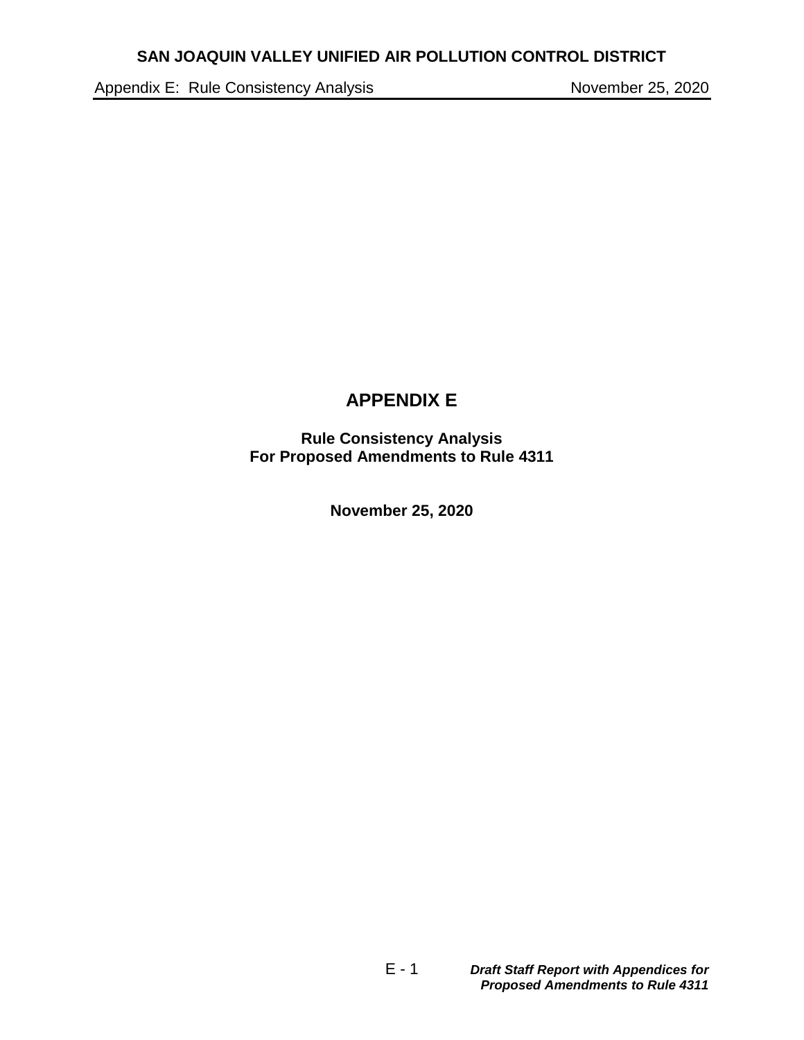# APPENDIX E

**Rule Consistency Analysis**
**For Proposed Amendments to Rule 4311**

**November 25, 2020**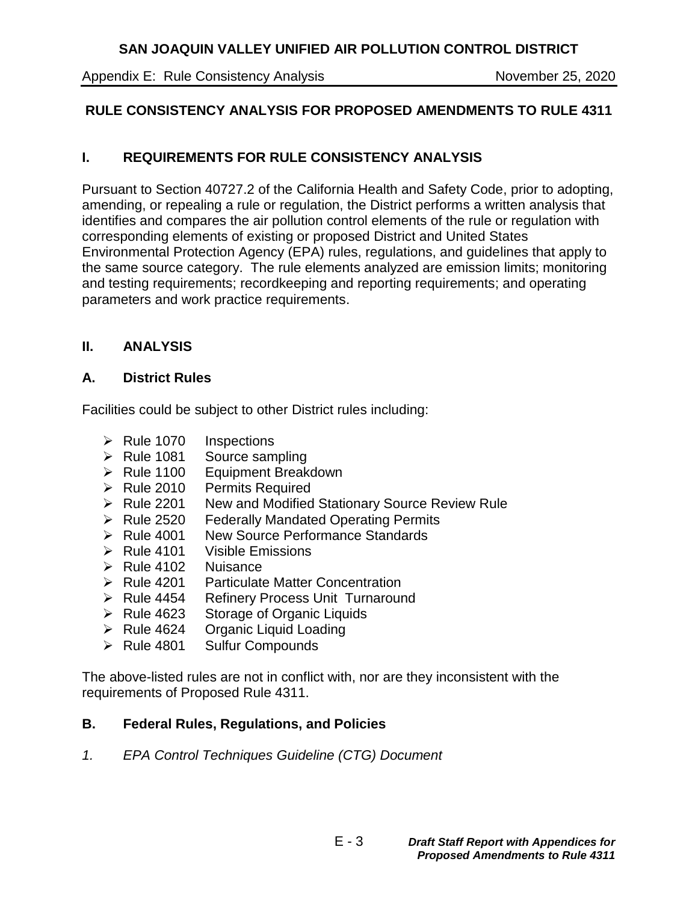## RULE CONSISTENCY ANALYSIS FOR PROPOSED AMENDMENTS TO RULE 4311

## I. REQUIREMENTS FOR RULE CONSISTENCY ANALYSIS

Pursuant to Section 40727.2 of the California Health and Safety Code, prior to adopting, amending, or repealing a rule or regulation, the District performs a written analysis that identifies and compares the air pollution control elements of the rule or regulation with corresponding elements of existing or proposed District and United States Environmental Protection Agency (EPA) rules, regulations, and guidelines that apply to the same source category. The rule elements analyzed are emission limits; monitoring and testing requirements; recordkeeping and reporting requirements; and operating parameters and work practice requirements.

## II. ANALYSIS

### A. District Rules

Facilities could be subject to other District rules including:

- Rule 1070 Inspections
- Rule 1081 Source sampling
- Rule 1100 Equipment Breakdown
- Rule 2010 Permits Required
- Rule 2201 New and Modified Stationary Source Review Rule
- Rule 2520 Federally Mandated Operating Permits
- Rule 4001 New Source Performance Standards
- Rule 4101 Visible Emissions
- Rule 4102 Nuisance
- Rule 4201 Particulate Matter Concentration
- Rule 4454 Refinery Process Unit Turnaround
- Rule 4623 Storage of Organic Liquids
- Rule 4624 Organic Liquid Loading
- Rule 4801 Sulfur Compounds

The above-listed rules are not in conflict with, nor are they inconsistent with the requirements of Proposed Rule 4311.

### B. Federal Rules, Regulations, and Policies

*1. EPA Control Techniques Guideline (CTG) Document*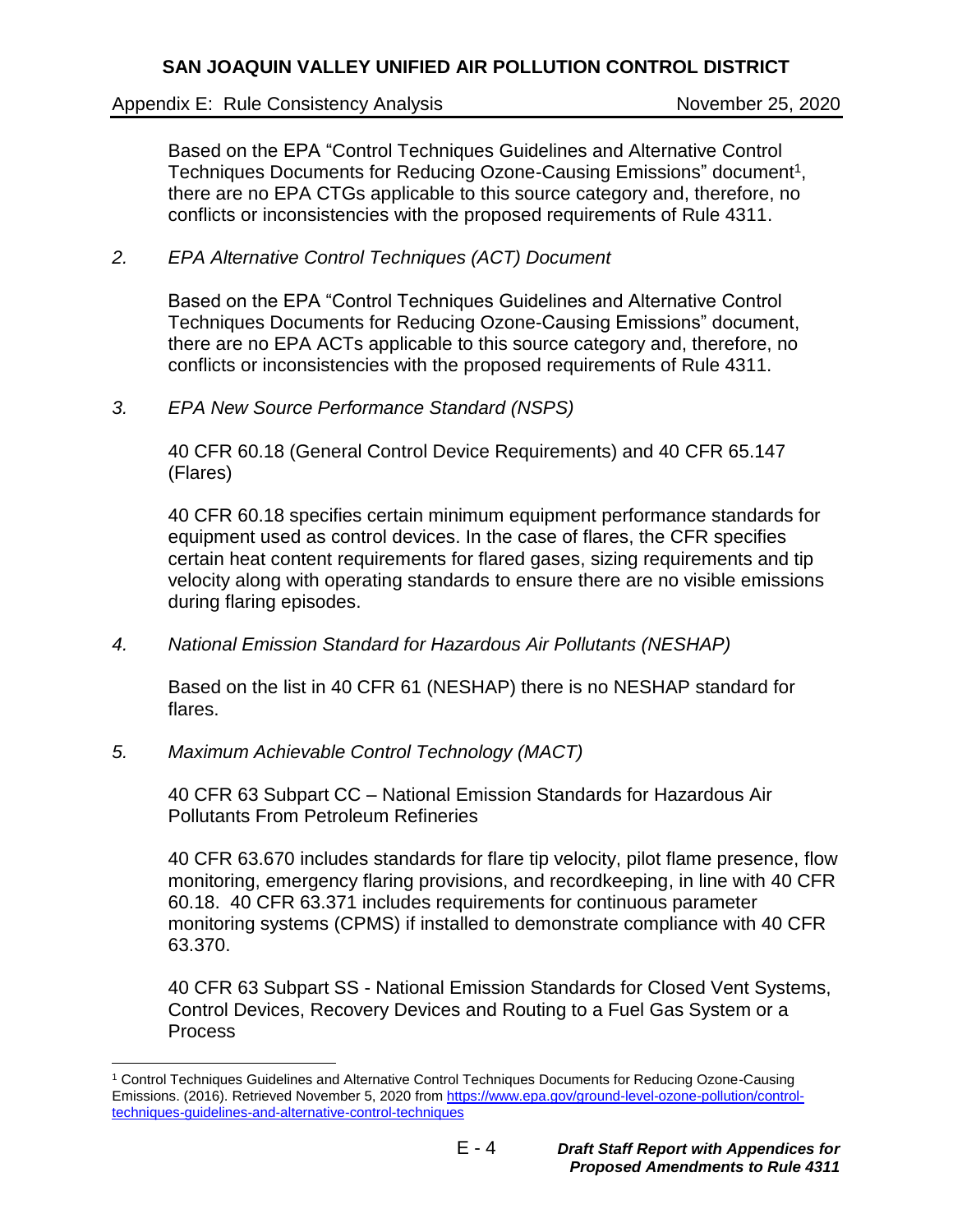Based on the EPA "Control Techniques Guidelines and Alternative Control Techniques Documents for Reducing Ozone-Causing Emissions" document[1], there are no EPA CTGs applicable to this source category and, therefore, no conflicts or inconsistencies with the proposed requirements of Rule 4311.

2. *EPA Alternative Control Techniques (ACT) Document*

   Based on the EPA "Control Techniques Guidelines and Alternative Control Techniques Documents for Reducing Ozone-Causing Emissions" document, there are no EPA ACTs applicable to this source category and, therefore, no conflicts or inconsistencies with the proposed requirements of Rule 4311.

3. *EPA New Source Performance Standard (NSPS)*

   40 CFR 60.18 (General Control Device Requirements) and 40 CFR 65.147 (Flares)

   40 CFR 60.18 specifies certain minimum equipment performance standards for equipment used as control devices. In the case of flares, the CFR specifies certain heat content requirements for flared gases, sizing requirements and tip velocity along with operating standards to ensure there are no visible emissions during flaring episodes.

4. *National Emission Standard for Hazardous Air Pollutants (NESHAP)*

   Based on the list in 40 CFR 61 (NESHAP) there is no NESHAP standard for flares.

5. *Maximum Achievable Control Technology (MACT)*

   40 CFR 63 Subpart CC – National Emission Standards for Hazardous Air Pollutants From Petroleum Refineries

   40 CFR 63.670 includes standards for flare tip velocity, pilot flame presence, flow monitoring, emergency flaring provisions, and recordkeeping, in line with 40 CFR 60.18. 40 CFR 63.371 includes requirements for continuous parameter monitoring systems (CPMS) if installed to demonstrate compliance with 40 CFR 63.370.

   40 CFR 63 Subpart SS - National Emission Standards for Closed Vent Systems, Control Devices, Recovery Devices and Routing to a Fuel Gas System or a Process

---

[1] Control Techniques Guidelines and Alternative Control Techniques Documents for Reducing Ozone-Causing Emissions. (2016). Retrieved November 5, 2020 from https://www.epa.gov/ground-level-ozone-pollution/control-techniques-guidelines-and-alternative-control-techniques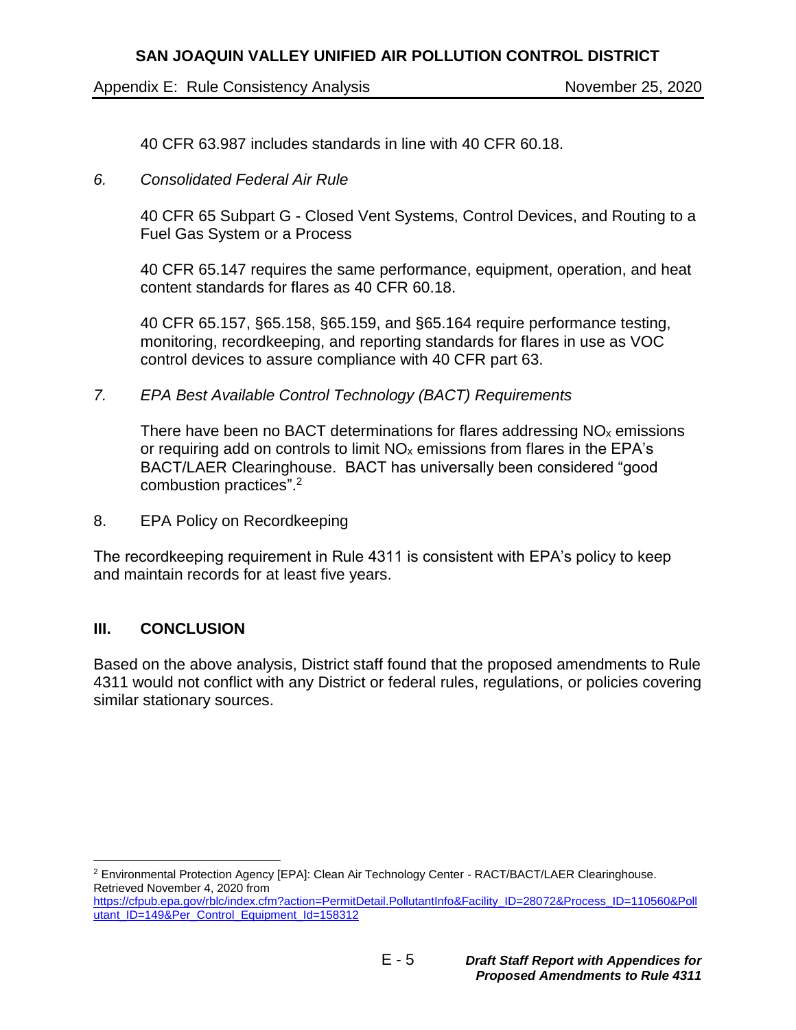40 CFR 63.987 includes standards in line with 40 CFR 60.18.

*6. Consolidated Federal Air Rule*

40 CFR 65 Subpart G - Closed Vent Systems, Control Devices, and Routing to a Fuel Gas System or a Process

40 CFR 65.147 requires the same performance, equipment, operation, and heat content standards for flares as 40 CFR 60.18.

40 CFR 65.157, §65.158, §65.159, and §65.164 require performance testing, monitoring, recordkeeping, and reporting standards for flares in use as VOC control devices to assure compliance with 40 CFR part 63.

*7. EPA Best Available Control Technology (BACT) Requirements*

There have been no BACT determinations for flares addressing $NO_x$ emissions or requiring add on controls to limit $NO_x$ emissions from flares in the EPA's BACT/LAER Clearinghouse. BACT has universally been considered "good combustion practices".[2]

8. EPA Policy on Recordkeeping

The recordkeeping requirement in Rule 4311 is consistent with EPA's policy to keep and maintain records for at least five years.

## III. CONCLUSION

Based on the above analysis, District staff found that the proposed amendments to Rule 4311 would not conflict with any District or federal rules, regulations, or policies covering similar stationary sources.

---

[2] Environmental Protection Agency [EPA]: Clean Air Technology Center - RACT/BACT/LAER Clearinghouse. Retrieved November 4, 2020 from https://cfpub.epa.gov/rblc/index.cfm?action=PermitDetail.PollutantInfo&Facility_ID=28072&Process_ID=110560&Pollutant_ID=149&Per_Control_Equipment_Id=158312